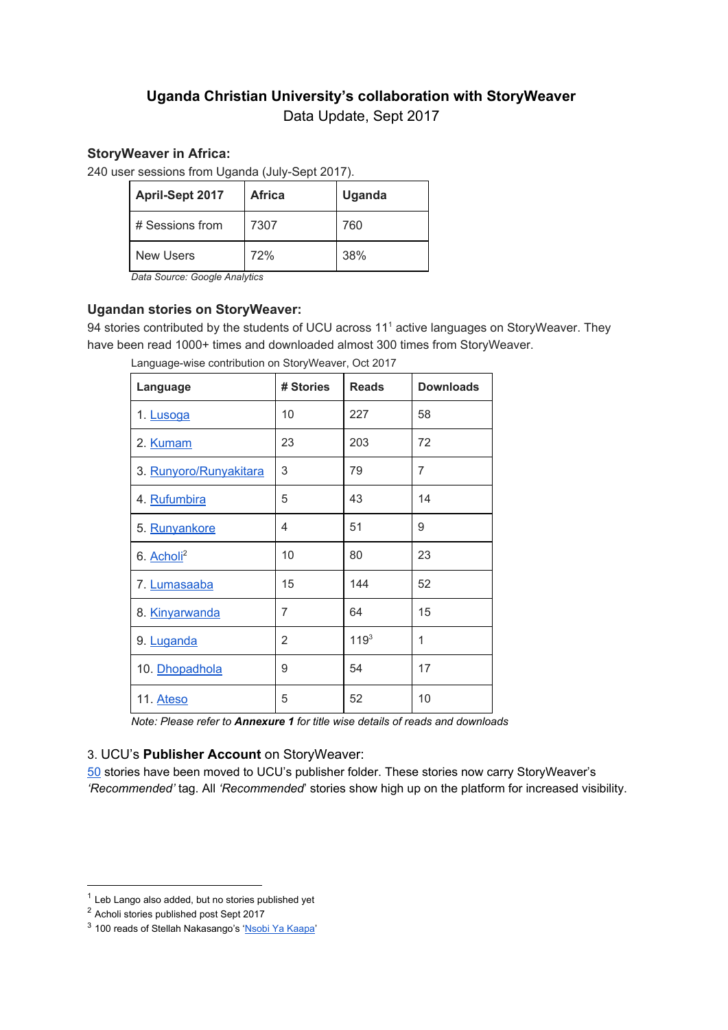# Uganda Christian University's collaboration with StoryWeaver

Data Update, Sept 2017

### StoryWeaver in Africa:

240 user sessions from Uganda (July-Sept 2017).

| April-Sept 2017 | Africa | Uganda |
|---|---|---|
| # Sessions from | 7307 | 760 |
| New Users | 72% | 38% |

*Data Source: Google Analytics*

### Ugandan stories on StoryWeaver:

94 stories contributed by the students of UCU across 11[1] active languages on StoryWeaver. They have been read 1000+ times and downloaded almost 300 times from StoryWeaver.

Language-wise contribution on StoryWeaver, Oct 2017

| Language | # Stories | Reads | Downloads |
|---|---|---|---|
| 1. Lusoga | 10 | 227 | 58 |
| 2. Kumam | 23 | 203 | 72 |
| 3. Runyoro/Runyakitara | 3 | 79 | 7 |
| 4. Rufumbira | 5 | 43 | 14 |
| 5. Runyankore | 4 | 51 | 9 |
| 6. Acholi[2] | 10 | 80 | 23 |
| 7. Lumasaaba | 15 | 144 | 52 |
| 8. Kinyarwanda | 7 | 64 | 15 |
| 9. Luganda | 2 | 119[3] | 1 |
| 10. Dhopadhola | 9 | 54 | 17 |
| 11. Ateso | 5 | 52 | 10 |

*Note: Please refer to **Annexure 1** for title wise details of reads and downloads*

### 3. UCU's **Publisher Account** on StoryWeaver:

50 stories have been moved to UCU's publisher folder. These stories now carry StoryWeaver's *'Recommended'* tag. All *'Recommended'* stories show high up on the platform for increased visibility.

---

[1] Leb Lango also added, but no stories published yet

[2] Acholi stories published post Sept 2017

[3] 100 reads of Stellah Nakasango's 'Nsobi Ya Kaapa'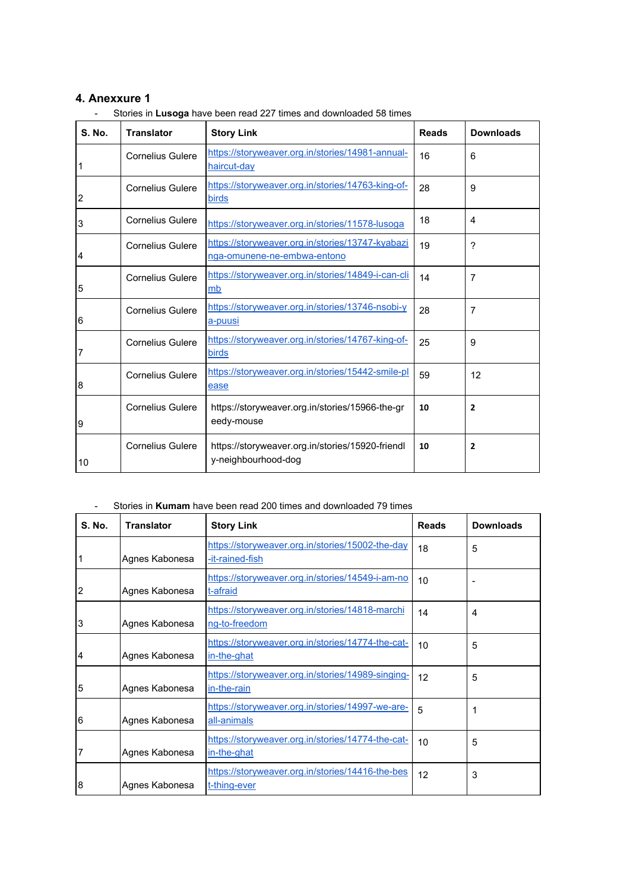## 4. Anexxure 1

- Stories in **Lusoga** have been read 227 times and downloaded 58 times

| S. No. | Translator | Story Link | Reads | Downloads |
|---|---|---|---|---|
| 1 | Cornelius Gulere | https://storyweaver.org.in/stories/14981-annual-haircut-day | 16 | 6 |
| 2 | Cornelius Gulere | https://storyweaver.org.in/stories/14763-king-of-birds | 28 | 9 |
| 3 | Cornelius Gulere | https://storyweaver.org.in/stories/11578-lusoga | 18 | 4 |
| 4 | Cornelius Gulere | https://storyweaver.org.in/stories/13747-kyabazinga-omunene-ne-embwa-entono | 19 | ? |
| 5 | Cornelius Gulere | https://storyweaver.org.in/stories/14849-i-can-climb | 14 | 7 |
| 6 | Cornelius Gulere | https://storyweaver.org.in/stories/13746-nsobi-ya-puusi | 28 | 7 |
| 7 | Cornelius Gulere | https://storyweaver.org.in/stories/14767-king-of-birds | 25 | 9 |
| 8 | Cornelius Gulere | https://storyweaver.org.in/stories/15442-smile-please | 59 | 12 |
| 9 | Cornelius Gulere | https://storyweaver.org.in/stories/15966-the-greedy-mouse | **10** | **2** |
| 10 | Cornelius Gulere | https://storyweaver.org.in/stories/15920-friendly-neighbourhood-dog | **10** | **2** |

- Stories in **Kumam** have been read 200 times and downloaded 79 times

| S. No. | Translator | Story Link | Reads | Downloads |
|---|---|---|---|---|
| 1 | Agnes Kabonesa | https://storyweaver.org.in/stories/15002-the-day-it-rained-fish | 18 | 5 |
| 2 | Agnes Kabonesa | https://storyweaver.org.in/stories/14549-i-am-not-afraid | 10 | - |
| 3 | Agnes Kabonesa | https://storyweaver.org.in/stories/14818-marching-to-freedom | 14 | 4 |
| 4 | Agnes Kabonesa | https://storyweaver.org.in/stories/14774-the-cat-in-the-ghat | 10 | 5 |
| 5 | Agnes Kabonesa | https://storyweaver.org.in/stories/14989-singing-in-the-rain | 12 | 5 |
| 6 | Agnes Kabonesa | https://storyweaver.org.in/stories/14997-we-are-all-animals | 5 | 1 |
| 7 | Agnes Kabonesa | https://storyweaver.org.in/stories/14774-the-cat-in-the-ghat | 10 | 5 |
| 8 | Agnes Kabonesa | https://storyweaver.org.in/stories/14416-the-best-thing-ever | 12 | 3 |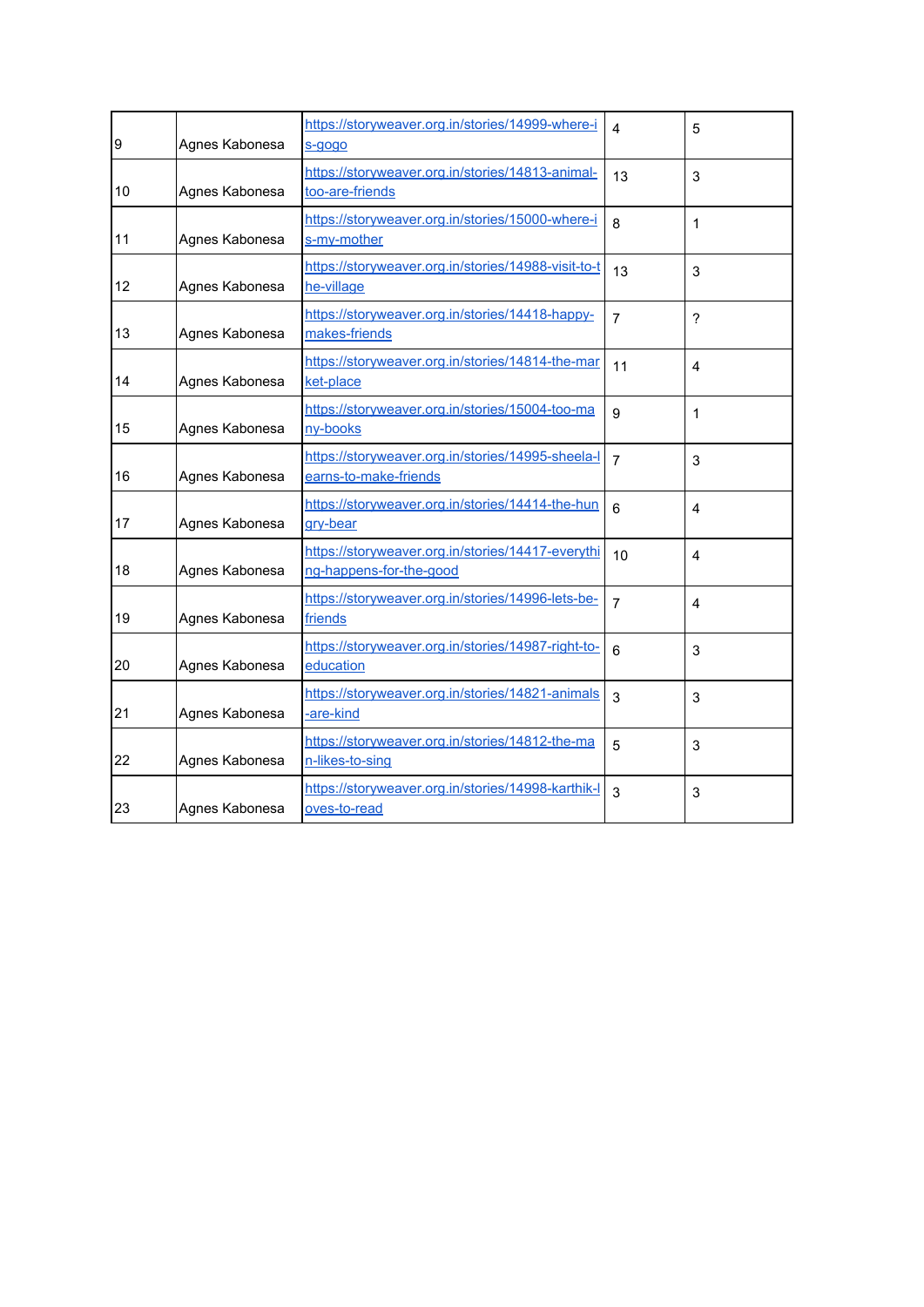| | | | | |
|---|---|---|---|---|
| 9 | Agnes Kabonesa | https://storyweaver.org.in/stories/14999-where-is-gogo | 4 | 5 |
| 10 | Agnes Kabonesa | https://storyweaver.org.in/stories/14813-animal-too-are-friends | 13 | 3 |
| 11 | Agnes Kabonesa | https://storyweaver.org.in/stories/15000-where-is-my-mother | 8 | 1 |
| 12 | Agnes Kabonesa | https://storyweaver.org.in/stories/14988-visit-to-the-village | 13 | 3 |
| 13 | Agnes Kabonesa | https://storyweaver.org.in/stories/14418-happy-makes-friends | 7 | ? |
| 14 | Agnes Kabonesa | https://storyweaver.org.in/stories/14814-the-market-place | 11 | 4 |
| 15 | Agnes Kabonesa | https://storyweaver.org.in/stories/15004-too-many-books | 9 | 1 |
| 16 | Agnes Kabonesa | https://storyweaver.org.in/stories/14995-sheela-learns-to-make-friends | 7 | 3 |
| 17 | Agnes Kabonesa | https://storyweaver.org.in/stories/14414-the-hungry-bear | 6 | 4 |
| 18 | Agnes Kabonesa | https://storyweaver.org.in/stories/14417-everything-happens-for-the-good | 10 | 4 |
| 19 | Agnes Kabonesa | https://storyweaver.org.in/stories/14996-lets-be-friends | 7 | 4 |
| 20 | Agnes Kabonesa | https://storyweaver.org.in/stories/14987-right-to-education | 6 | 3 |
| 21 | Agnes Kabonesa | https://storyweaver.org.in/stories/14821-animals-are-kind | 3 | 3 |
| 22 | Agnes Kabonesa | https://storyweaver.org.in/stories/14812-the-man-likes-to-sing | 5 | 3 |
| 23 | Agnes Kabonesa | https://storyweaver.org.in/stories/14998-karthik-loves-to-read | 3 | 3 |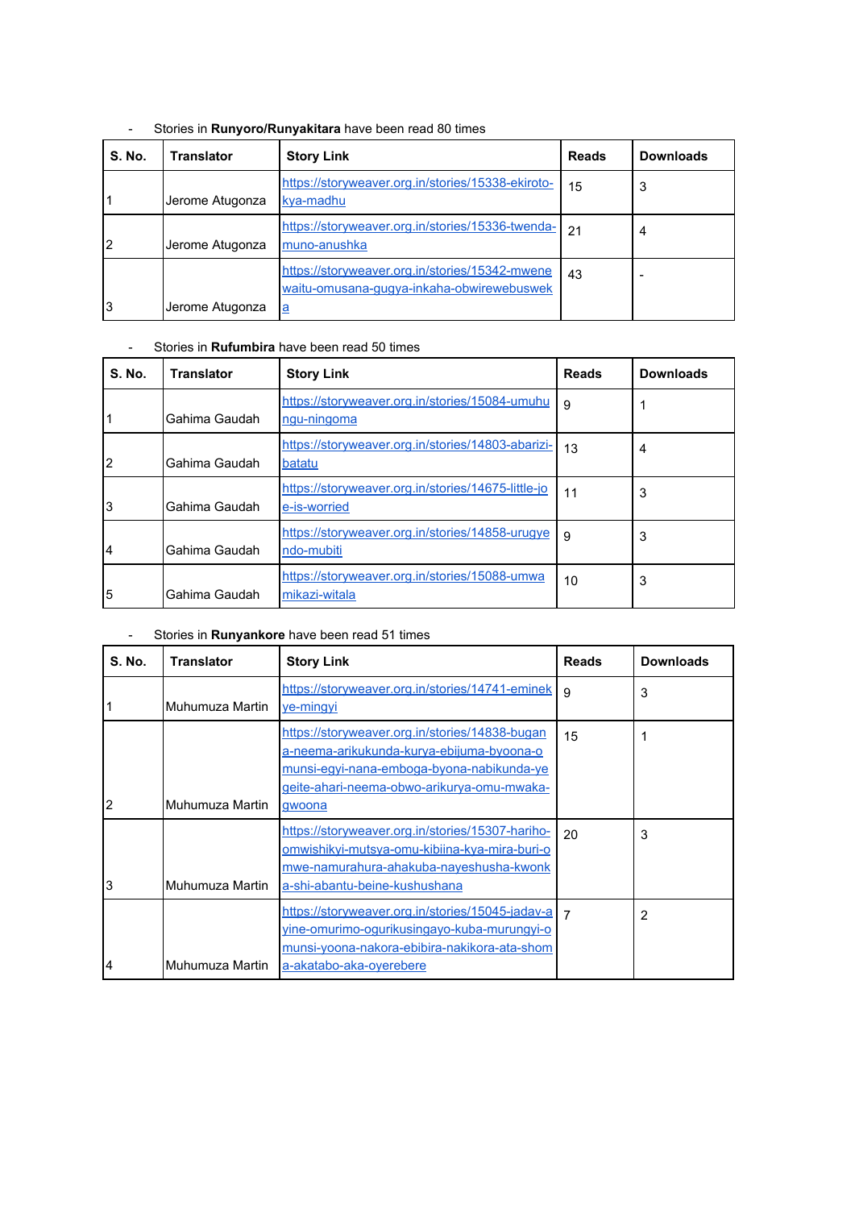- Stories in **Runyoro/Runyakitara** have been read 80 times

| S. No. | Translator | Story Link | Reads | Downloads |
|---|---|---|---|---|
| 1 | Jerome Atugonza | https://storyweaver.org.in/stories/15338-ekiroto-kya-madhu | 15 | 3 |
| 2 | Jerome Atugonza | https://storyweaver.org.in/stories/15336-twenda-muno-anushka | 21 | 4 |
| 3 | Jerome Atugonza | https://storyweaver.org.in/stories/15342-mwene waitu-omusana-gugya-inkaha-obwirewebuswek a | 43 | - |

- Stories in **Rufumbira** have been read 50 times

| S. No. | Translator | Story Link | Reads | Downloads |
|---|---|---|---|---|
| 1 | Gahima Gaudah | https://storyweaver.org.in/stories/15084-umuhu ngu-ningoma | 9 | 1 |
| 2 | Gahima Gaudah | https://storyweaver.org.in/stories/14803-abarizi-batatu | 13 | 4 |
| 3 | Gahima Gaudah | https://storyweaver.org.in/stories/14675-little-jo e-is-worried | 11 | 3 |
| 4 | Gahima Gaudah | https://storyweaver.org.in/stories/14858-urugye ndo-mubiti | 9 | 3 |
| 5 | Gahima Gaudah | https://storyweaver.org.in/stories/15088-umwa mikazi-witala | 10 | 3 |

- Stories in **Runyankore** have been read 51 times

| S. No. | Translator | Story Link | Reads | Downloads |
|---|---|---|---|---|
| 1 | Muhumuza Martin | https://storyweaver.org.in/stories/14741-eminek ye-mingyi | 9 | 3 |
| 2 | Muhumuza Martin | https://storyweaver.org.in/stories/14838-bugan a-neema-arikukunda-kurya-ebijuma-byoona-o munsi-egyi-nana-emboga-byona-nabikunda-ye geite-ahari-neema-obwo-arikurya-omu-mwaka-gwoona | 15 | 1 |
| 3 | Muhumuza Martin | https://storyweaver.org.in/stories/15307-hariho-omwishikyi-mutsya-omu-kibiina-kya-mira-buri-o mwe-namurahura-ahakuba-nayeshusha-kwonk a-shi-abantu-beine-kushushana | 20 | 3 |
| 4 | Muhumuza Martin | https://storyweaver.org.in/stories/15045-jadav-a yine-omurimo-ogurikusingayo-kuba-murungyi-o munsi-yoona-nakora-ebibira-nakikora-ata-shom a-akatabo-aka-oyerebere | 7 | 2 |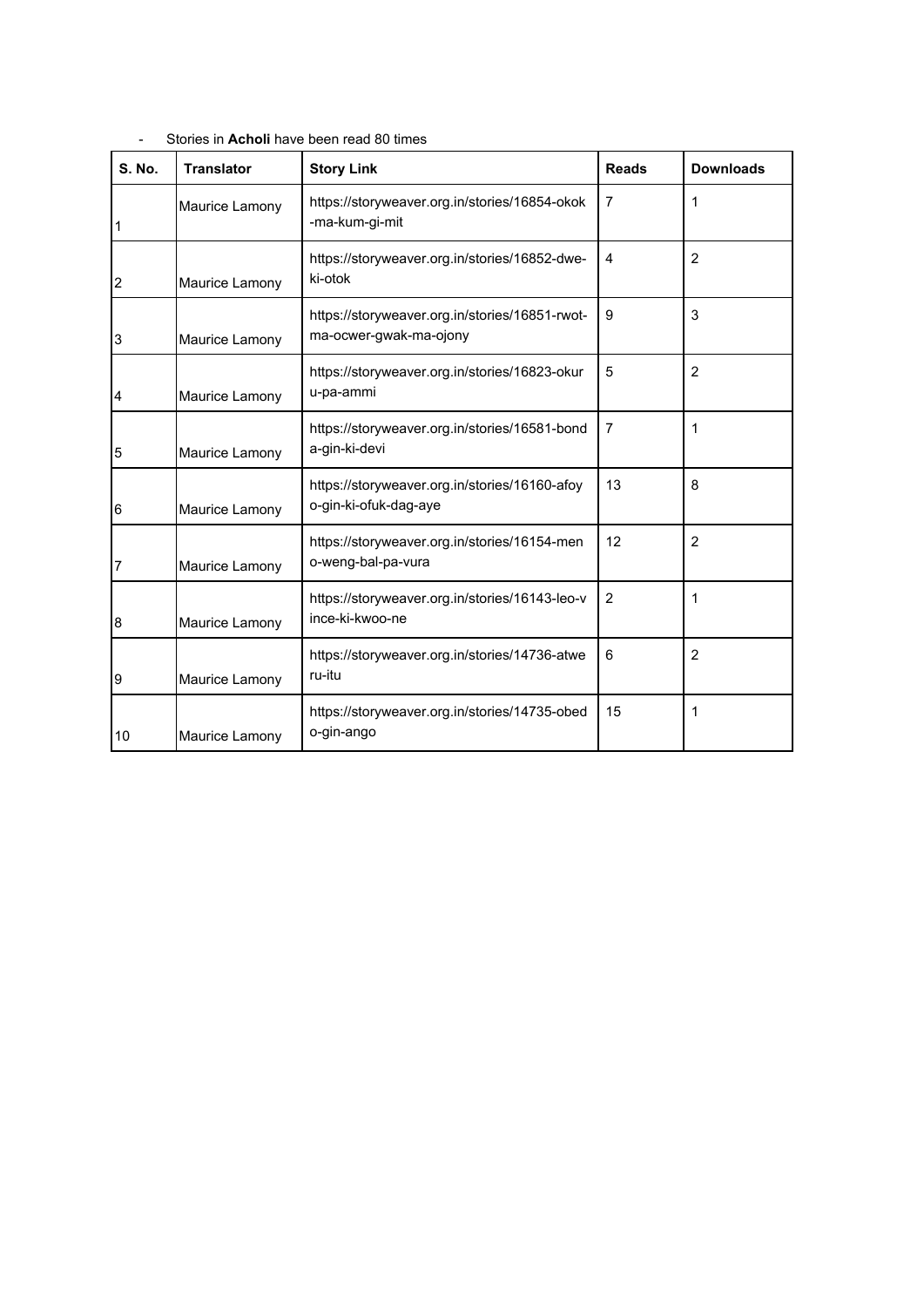- Stories in **Acholi** have been read 80 times

| S. No. | Translator | Story Link | Reads | Downloads |
|---|---|---|---|---|
| 1 | Maurice Lamony | https://storyweaver.org.in/stories/16854-okok-ma-kum-gi-mit | 7 | 1 |
| 2 | Maurice Lamony | https://storyweaver.org.in/stories/16852-dwe-ki-otok | 4 | 2 |
| 3 | Maurice Lamony | https://storyweaver.org.in/stories/16851-rwot-ma-ocwer-gwak-ma-ojony | 9 | 3 |
| 4 | Maurice Lamony | https://storyweaver.org.in/stories/16823-okuru-pa-ammi | 5 | 2 |
| 5 | Maurice Lamony | https://storyweaver.org.in/stories/16581-bonda-gin-ki-devi | 7 | 1 |
| 6 | Maurice Lamony | https://storyweaver.org.in/stories/16160-afoyo-gin-ki-ofuk-dag-aye | 13 | 8 |
| 7 | Maurice Lamony | https://storyweaver.org.in/stories/16154-meno-weng-bal-pa-vura | 12 | 2 |
| 8 | Maurice Lamony | https://storyweaver.org.in/stories/16143-leo-vince-ki-kwoo-ne | 2 | 1 |
| 9 | Maurice Lamony | https://storyweaver.org.in/stories/14736-atweru-itu | 6 | 2 |
| 10 | Maurice Lamony | https://storyweaver.org.in/stories/14735-obedo-gin-ango | 15 | 1 |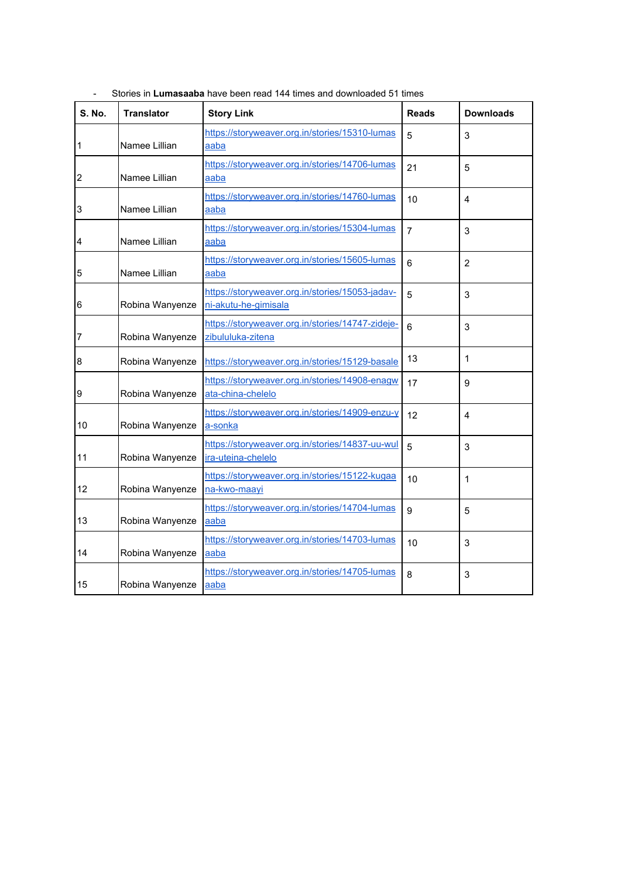- Stories in **Lumasaaba** have been read 144 times and downloaded 51 times

| S. No. | Translator | Story Link | Reads | Downloads |
|---|---|---|---|---|
| 1 | Namee Lillian | https://storyweaver.org.in/stories/15310-lumasaaba | 5 | 3 |
| 2 | Namee Lillian | https://storyweaver.org.in/stories/14706-lumasaaba | 21 | 5 |
| 3 | Namee Lillian | https://storyweaver.org.in/stories/14760-lumasaaba | 10 | 4 |
| 4 | Namee Lillian | https://storyweaver.org.in/stories/15304-lumasaaba | 7 | 3 |
| 5 | Namee Lillian | https://storyweaver.org.in/stories/15605-lumasaaba | 6 | 2 |
| 6 | Robina Wanyenze | https://storyweaver.org.in/stories/15053-jadav-ni-akutu-he-gimisala | 5 | 3 |
| 7 | Robina Wanyenze | https://storyweaver.org.in/stories/14747-zideje-zibululuka-zitena | 6 | 3 |
| 8 | Robina Wanyenze | https://storyweaver.org.in/stories/15129-basale | 13 | 1 |
| 9 | Robina Wanyenze | https://storyweaver.org.in/stories/14908-enagwata-china-chelelo | 17 | 9 |
| 10 | Robina Wanyenze | https://storyweaver.org.in/stories/14909-enzu-ya-sonka | 12 | 4 |
| 11 | Robina Wanyenze | https://storyweaver.org.in/stories/14837-uu-wulira-uteina-chelelo | 5 | 3 |
| 12 | Robina Wanyenze | https://storyweaver.org.in/stories/15122-kugaana-kwo-maayi | 10 | 1 |
| 13 | Robina Wanyenze | https://storyweaver.org.in/stories/14704-lumasaaba | 9 | 5 |
| 14 | Robina Wanyenze | https://storyweaver.org.in/stories/14703-lumasaaba | 10 | 3 |
| 15 | Robina Wanyenze | https://storyweaver.org.in/stories/14705-lumasaaba | 8 | 3 |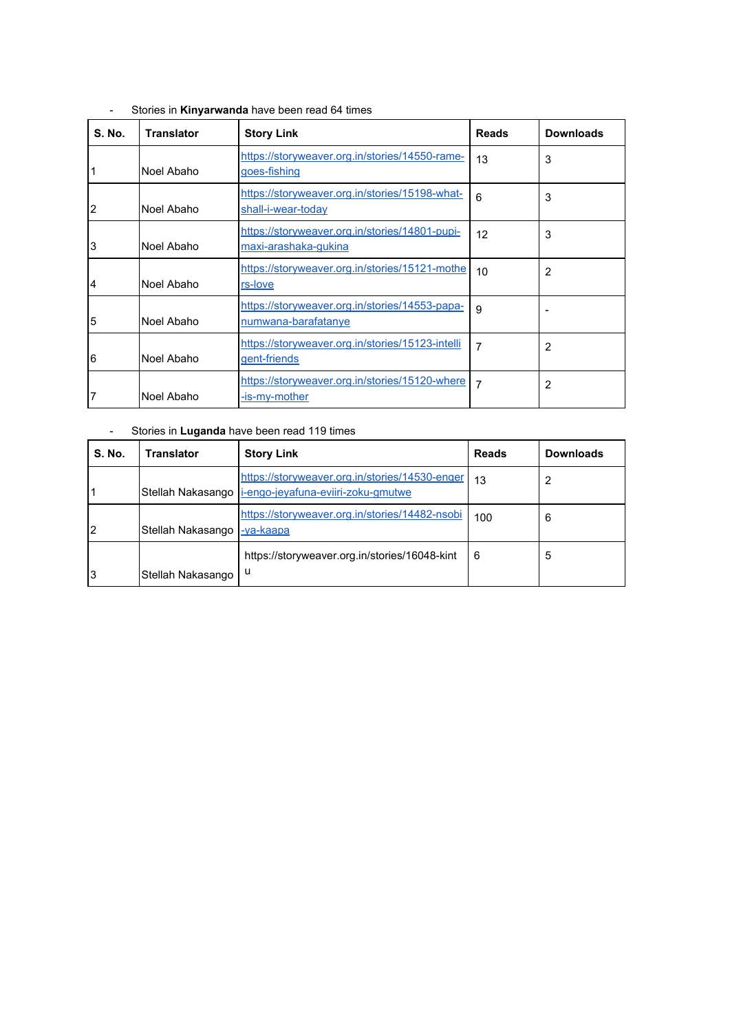- Stories in **Kinyarwanda** have been read 64 times

| S. No. | Translator | Story Link | Reads | Downloads |
|---|---|---|---|---|
| 1 | Noel Abaho | https://storyweaver.org.in/stories/14550-rame-goes-fishing | 13 | 3 |
| 2 | Noel Abaho | https://storyweaver.org.in/stories/15198-what-shall-i-wear-today | 6 | 3 |
| 3 | Noel Abaho | https://storyweaver.org.in/stories/14801-pupi-maxi-arashaka-gukina | 12 | 3 |
| 4 | Noel Abaho | https://storyweaver.org.in/stories/15121-mothers-love | 10 | 2 |
| 5 | Noel Abaho | https://storyweaver.org.in/stories/14553-papa-numwana-barafatanye | 9 | - |
| 6 | Noel Abaho | https://storyweaver.org.in/stories/15123-intelligent-friends | 7 | 2 |
| 7 | Noel Abaho | https://storyweaver.org.in/stories/15120-where-is-my-mother | 7 | 2 |

- Stories in **Luganda** have been read 119 times

| S. No. | Translator | Story Link | Reads | Downloads |
|---|---|---|---|---|
| 1 | Stellah Nakasango | https://storyweaver.org.in/stories/14530-engeri-engo-jeyafuna-eviiri-zoku-gmutwe | 13 | 2 |
| 2 | Stellah Nakasango | https://storyweaver.org.in/stories/14482-nsobi-ya-kaapa | 100 | 6 |
| 3 | Stellah Nakasango | https://storyweaver.org.in/stories/16048-kintu | 6 | 5 |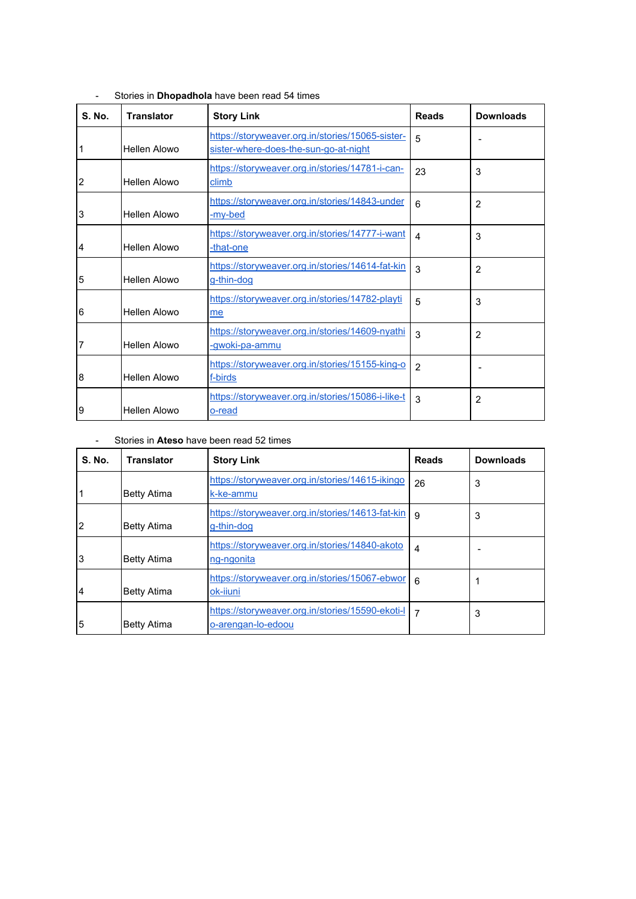- Stories in **Dhopadhola** have been read 54 times

| S. No. | Translator | Story Link | Reads | Downloads |
|---|---|---|---|---|
| 1 | Hellen Alowo | https://storyweaver.org.in/stories/15065-sister-sister-where-does-the-sun-go-at-night | 5 | - |
| 2 | Hellen Alowo | https://storyweaver.org.in/stories/14781-i-can-climb | 23 | 3 |
| 3 | Hellen Alowo | https://storyweaver.org.in/stories/14843-under-my-bed | 6 | 2 |
| 4 | Hellen Alowo | https://storyweaver.org.in/stories/14777-i-want-that-one | 4 | 3 |
| 5 | Hellen Alowo | https://storyweaver.org.in/stories/14614-fat-king-thin-dog | 3 | 2 |
| 6 | Hellen Alowo | https://storyweaver.org.in/stories/14782-playtime | 5 | 3 |
| 7 | Hellen Alowo | https://storyweaver.org.in/stories/14609-nyathi-gwoki-pa-ammu | 3 | 2 |
| 8 | Hellen Alowo | https://storyweaver.org.in/stories/15155-king-of-birds | 2 | - |
| 9 | Hellen Alowo | https://storyweaver.org.in/stories/15086-i-like-to-read | 3 | 2 |

- Stories in **Ateso** have been read 52 times

| S. No. | Translator | Story Link | Reads | Downloads |
|---|---|---|---|---|
| 1 | Betty Atima | https://storyweaver.org.in/stories/14615-ikingok-ke-ammu | 26 | 3 |
| 2 | Betty Atima | https://storyweaver.org.in/stories/14613-fat-king-thin-dog | 9 | 3 |
| 3 | Betty Atima | https://storyweaver.org.in/stories/14840-akotong-ngonita | 4 | - |
| 4 | Betty Atima | https://storyweaver.org.in/stories/15067-ebwor ok-iiuni | 6 | 1 |
| 5 | Betty Atima | https://storyweaver.org.in/stories/15590-ekoti-lo-arengan-lo-edoou | 7 | 3 |